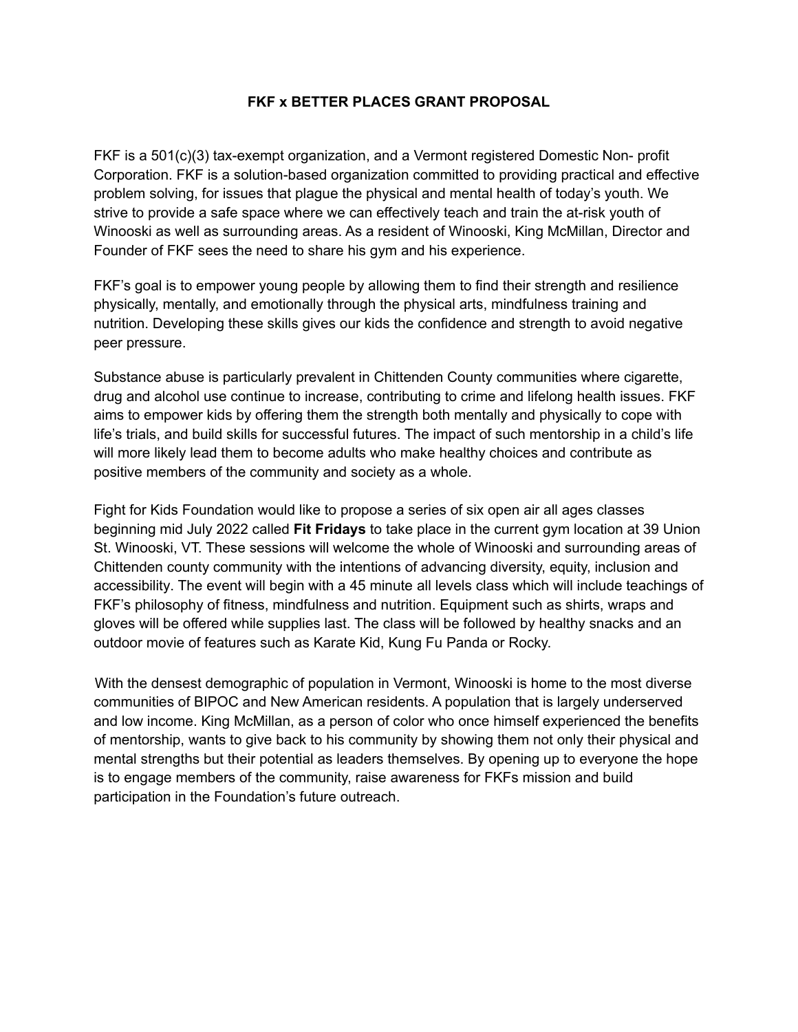# FKF x BETTER PLACES GRANT PROPOSAL

FKF is a 501(c)(3) tax-exempt organization, and a Vermont registered Domestic Non- profit Corporation. FKF is a solution-based organization committed to providing practical and effective problem solving, for issues that plague the physical and mental health of today's youth. We strive to provide a safe space where we can effectively teach and train the at-risk youth of Winooski as well as surrounding areas. As a resident of Winooski, King McMillan, Director and Founder of FKF sees the need to share his gym and his experience.

FKF's goal is to empower young people by allowing them to find their strength and resilience physically, mentally, and emotionally through the physical arts, mindfulness training and nutrition. Developing these skills gives our kids the confidence and strength to avoid negative peer pressure.

Substance abuse is particularly prevalent in Chittenden County communities where cigarette, drug and alcohol use continue to increase, contributing to crime and lifelong health issues. FKF aims to empower kids by offering them the strength both mentally and physically to cope with life's trials, and build skills for successful futures. The impact of such mentorship in a child's life will more likely lead them to become adults who make healthy choices and contribute as positive members of the community and society as a whole.

Fight for Kids Foundation would like to propose a series of six open air all ages classes beginning mid July 2022 called **Fit Fridays** to take place in the current gym location at 39 Union St. Winooski, VT. These sessions will welcome the whole of Winooski and surrounding areas of Chittenden county community with the intentions of advancing diversity, equity, inclusion and accessibility. The event will begin with a 45 minute all levels class which will include teachings of FKF's philosophy of fitness, mindfulness and nutrition. Equipment such as shirts, wraps and gloves will be offered while supplies last. The class will be followed by healthy snacks and an outdoor movie of features such as Karate Kid, Kung Fu Panda or Rocky.

With the densest demographic of population in Vermont, Winooski is home to the most diverse communities of BIPOC and New American residents. A population that is largely underserved and low income. King McMillan, as a person of color who once himself experienced the benefits of mentorship, wants to give back to his community by showing them not only their physical and mental strengths but their potential as leaders themselves. By opening up to everyone the hope is to engage members of the community, raise awareness for FKFs mission and build participation in the Foundation's future outreach.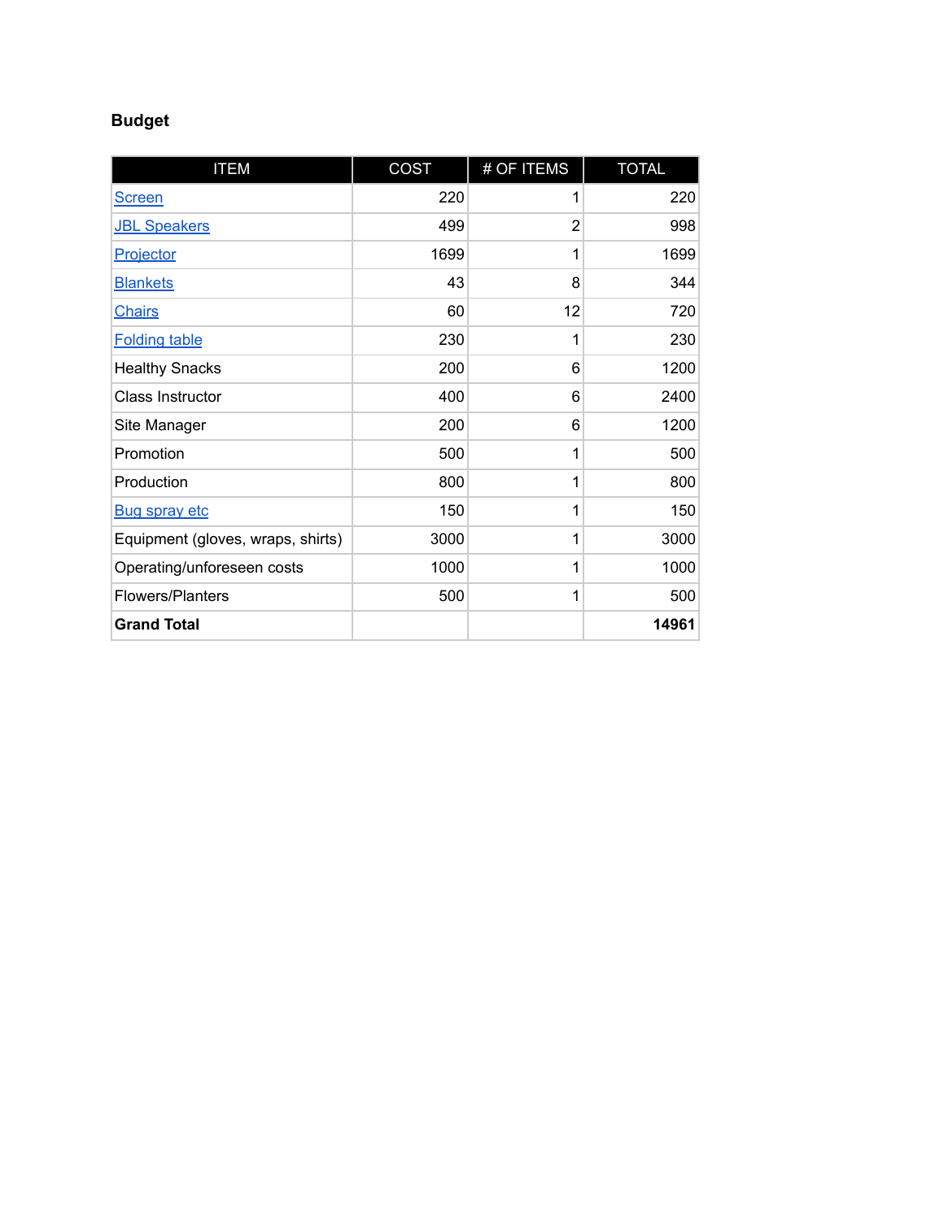**Budget**

| ITEM | COST | # OF ITEMS | TOTAL |
|---|---|---|---|
| Screen | 220 | 1 | 220 |
| JBL Speakers | 499 | 2 | 998 |
| Projector | 1699 | 1 | 1699 |
| Blankets | 43 | 8 | 344 |
| Chairs | 60 | 12 | 720 |
| Folding table | 230 | 1 | 230 |
| Healthy Snacks | 200 | 6 | 1200 |
| Class Instructor | 400 | 6 | 2400 |
| Site Manager | 200 | 6 | 1200 |
| Promotion | 500 | 1 | 500 |
| Production | 800 | 1 | 800 |
| Bug spray etc | 150 | 1 | 150 |
| Equipment (gloves, wraps, shirts) | 3000 | 1 | 3000 |
| Operating/unforeseen costs | 1000 | 1 | 1000 |
| Flowers/Planters | 500 | 1 | 500 |
| **Grand Total** | | | **14961** |